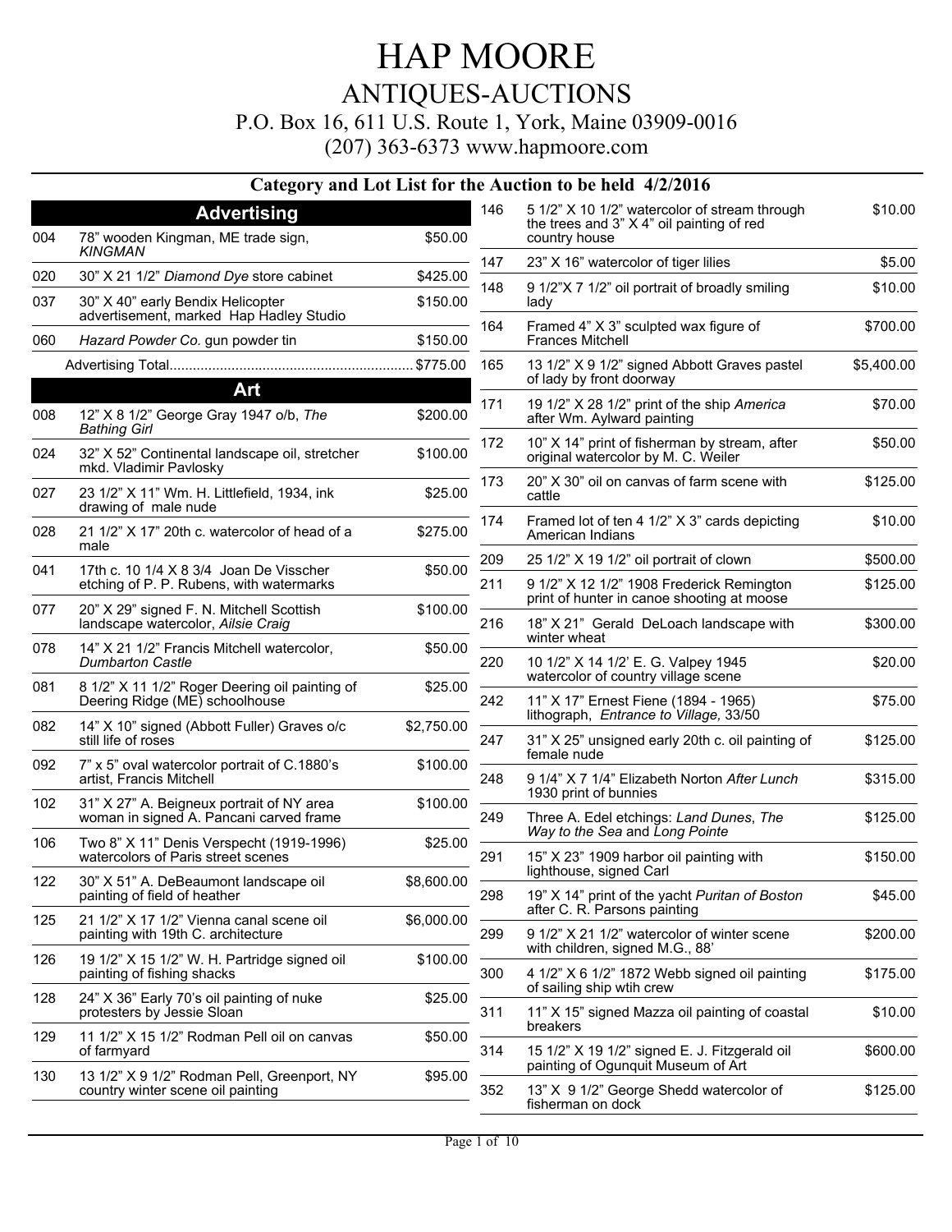# HAP MOORE

## ANTIQUES-AUCTIONS

P.O. Box 16, 611 U.S. Route 1, York, Maine 03909-0016

(207) 363-6373 www.hapmoore.com

### Category and Lot List for the Auction to be held 4/2/2016

## Advertising

| Lot | Description | Price |
|---|---|---|
| 004 | 78" wooden Kingman, ME trade sign, *KINGMAN* | $50.00 |
| 020 | 30" X 21 1/2" *Diamond Dye* store cabinet | $425.00 |
| 037 | 30" X 40" early Bendix Helicopter advertisement, marked Hap Hadley Studio | $150.00 |
| 060 | *Hazard Powder Co.* gun powder tin | $150.00 |
| | Advertising Total | $775.00 |

## Art

| Lot | Description | Price |
|---|---|---|
| 008 | 12" X 8 1/2" George Gray 1947 o/b, *The Bathing Girl* | $200.00 |
| 024 | 32" X 52" Continental landscape oil, stretcher mkd. Vladimir Pavlosky | $100.00 |
| 027 | 23 1/2" X 11" Wm. H. Littlefield, 1934, ink drawing of male nude | $25.00 |
| 028 | 21 1/2" X 17" 20th c. watercolor of head of a male | $275.00 |
| 041 | 17th c. 10 1/4 X 8 3/4 Joan De Visscher etching of P. P. Rubens, with watermarks | $50.00 |
| 077 | 20" X 29" signed F. N. Mitchell Scottish landscape watercolor, *Ailsie Craig* | $100.00 |
| 078 | 14" X 21 1/2" Francis Mitchell watercolor, *Dumbarton Castle* | $50.00 |
| 081 | 8 1/2" X 11 1/2" Roger Deering oil painting of Deering Ridge (ME) schoolhouse | $25.00 |
| 082 | 14" X 10" signed (Abbott Fuller) Graves o/c still life of roses | $2,750.00 |
| 092 | 7" x 5" oval watercolor portrait of C.1880's artist, Francis Mitchell | $100.00 |
| 102 | 31" X 27" A. Beigneux portrait of NY area woman in signed A. Pancani carved frame | $100.00 |
| 106 | Two 8" X 11" Denis Verspecht (1919-1996) watercolors of Paris street scenes | $25.00 |
| 122 | 30" X 51" A. DeBeaumont landscape oil painting of field of heather | $8,600.00 |
| 125 | 21 1/2" X 17 1/2" Vienna canal scene oil painting with 19th C. architecture | $6,000.00 |
| 126 | 19 1/2" X 15 1/2" W. H. Partridge signed oil painting of fishing shacks | $100.00 |
| 128 | 24" X 36" Early 70's oil painting of nuke protesters by Jessie Sloan | $25.00 |
| 129 | 11 1/2" X 15 1/2" Rodman Pell oil on canvas of farmyard | $50.00 |
| 130 | 13 1/2" X 9 1/2" Rodman Pell, Greenport, NY country winter scene oil painting | $95.00 |
| 146 | 5 1/2" X 10 1/2" watercolor of stream through the trees and 3" X 4" oil painting of red country house | $10.00 |
| 147 | 23" X 16" watercolor of tiger lilies | $5.00 |
| 148 | 9 1/2"X 7 1/2" oil portrait of broadly smiling lady | $10.00 |
| 164 | Framed 4" X 3" sculpted wax figure of Frances Mitchell | $700.00 |
| 165 | 13 1/2" X 9 1/2" signed Abbott Graves pastel of lady by front doorway | $5,400.00 |
| 171 | 19 1/2" X 28 1/2" print of the ship *America* after Wm. Aylward painting | $70.00 |
| 172 | 10" X 14" print of fisherman by stream, after original watercolor by M. C. Weiler | $50.00 |
| 173 | 20" X 30" oil on canvas of farm scene with cattle | $125.00 |
| 174 | Framed lot of ten 4 1/2" X 3" cards depicting American Indians | $10.00 |
| 209 | 25 1/2" X 19 1/2" oil portrait of clown | $500.00 |
| 211 | 9 1/2" X 12 1/2" 1908 Frederick Remington print of hunter in canoe shooting at moose | $125.00 |
| 216 | 18" X 21" Gerald DeLoach landscape with winter wheat | $300.00 |
| 220 | 10 1/2" X 14 1/2' E. G. Valpey 1945 watercolor of country village scene | $20.00 |
| 242 | 11" X 17" Ernest Fiene (1894 - 1965) lithograph, *Entrance to Village,* 33/50 | $75.00 |
| 247 | 31" X 25" unsigned early 20th c. oil painting of female nude | $125.00 |
| 248 | 9 1/4" X 7 1/4" Elizabeth Norton *After Lunch* 1930 print of bunnies | $315.00 |
| 249 | Three A. Edel etchings: *Land Dunes*, *The Way to the Sea* and *Long Pointe* | $125.00 |
| 291 | 15" X 23" 1909 harbor oil painting with lighthouse, signed Carl | $150.00 |
| 298 | 19" X 14" print of the yacht *Puritan of Boston* after C. R. Parsons painting | $45.00 |
| 299 | 9 1/2" X 21 1/2" watercolor of winter scene with children, signed M.G., 88' | $200.00 |
| 300 | 4 1/2" X 6 1/2" 1872 Webb signed oil painting of sailing ship wtih crew | $175.00 |
| 311 | 11" X 15" signed Mazza oil painting of coastal breakers | $10.00 |
| 314 | 15 1/2" X 19 1/2" signed E. J. Fitzgerald oil painting of Ogunquit Museum of Art | $600.00 |
| 352 | 13" X 9 1/2" George Shedd watercolor of fisherman on dock | $125.00 |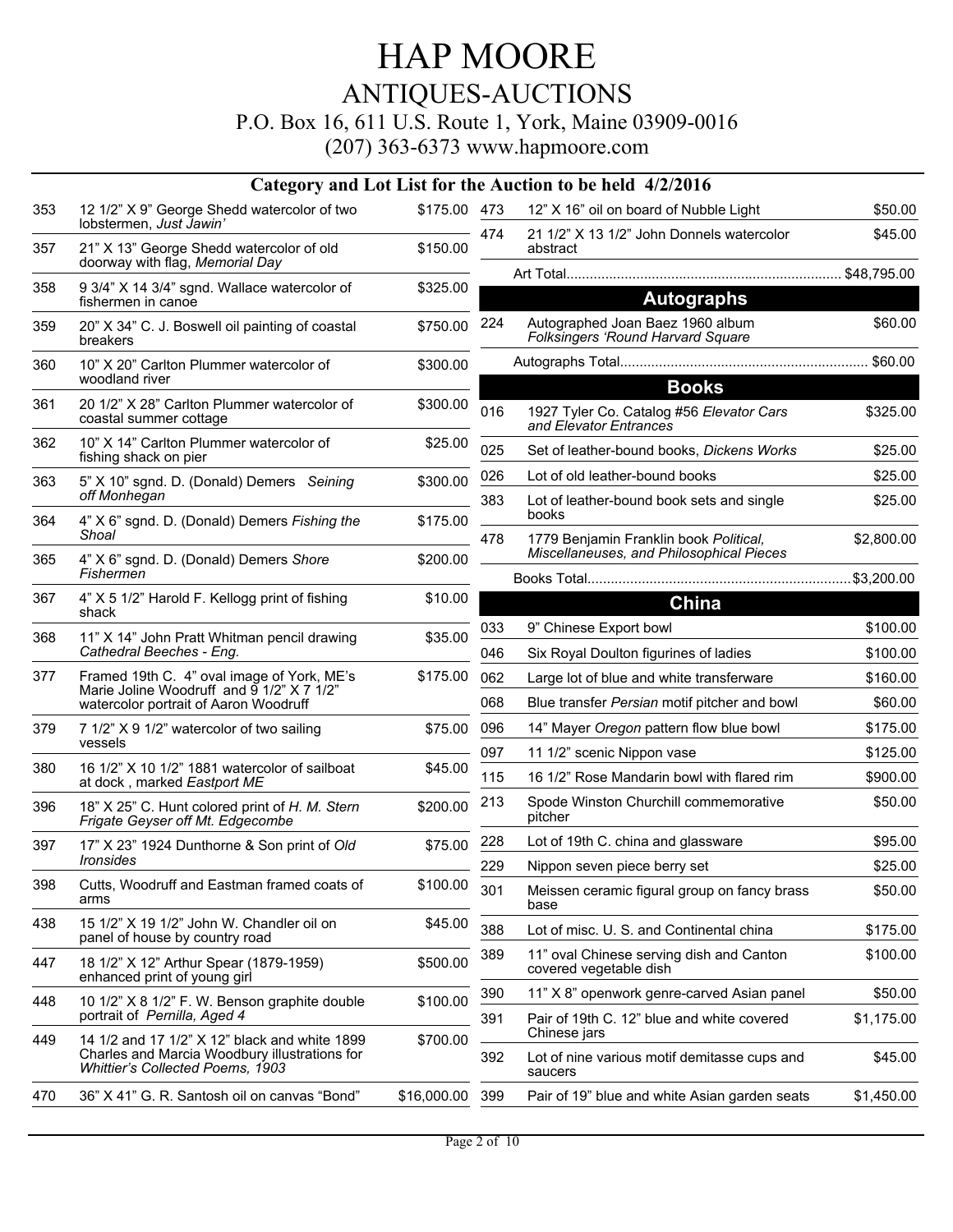# HAP MOORE

## ANTIQUES-AUCTIONS

P.O. Box 16, 611 U.S. Route 1, York, Maine 03909-0016

(207) 363-6373 www.hapmoore.com

### Category and Lot List for the Auction to be held 4/2/2016

| Lot | Description | Price |
|---|---|---|
| 353 | 12 1/2" X 9" George Shedd watercolor of two lobstermen, *Just Jawin'* | $175.00 |
| 357 | 21" X 13" George Shedd watercolor of old doorway with flag, *Memorial Day* | $150.00 |
| 358 | 9 3/4" X 14 3/4" sgnd. Wallace watercolor of fishermen in canoe | $325.00 |
| 359 | 20" X 34" C. J. Boswell oil painting of coastal breakers | $750.00 |
| 360 | 10" X 20" Carlton Plummer watercolor of woodland river | $300.00 |
| 361 | 20 1/2" X 28" Carlton Plummer watercolor of coastal summer cottage | $300.00 |
| 362 | 10" X 14" Carlton Plummer watercolor of fishing shack on pier | $25.00 |
| 363 | 5" X 10" sgnd. D. (Donald) Demers *Seining off Monhegan* | $300.00 |
| 364 | 4" X 6" sgnd. D. (Donald) Demers *Fishing the Shoal* | $175.00 |
| 365 | 4" X 6" sgnd. D. (Donald) Demers *Shore Fishermen* | $200.00 |
| 367 | 4" X 5 1/2" Harold F. Kellogg print of fishing shack | $10.00 |
| 368 | 11" X 14" John Pratt Whitman pencil drawing *Cathedral Beeches - Eng.* | $35.00 |
| 377 | Framed 19th C. 4" oval image of York, ME's Marie Joline Woodruff and 9 1/2" X 7 1/2" watercolor portrait of Aaron Woodruff | $175.00 |
| 379 | 7 1/2" X 9 1/2" watercolor of two sailing vessels | $75.00 |
| 380 | 16 1/2" X 10 1/2" 1881 watercolor of sailboat at dock , marked *Eastport ME* | $45.00 |
| 396 | 18" X 25" C. Hunt colored print of *H. M. Stern Frigate Geyser off Mt. Edgecombe* | $200.00 |
| 397 | 17" X 23" 1924 Dunthorne & Son print of *Old Ironsides* | $75.00 |
| 398 | Cutts, Woodruff and Eastman framed coats of arms | $100.00 |
| 438 | 15 1/2" X 19 1/2" John W. Chandler oil on panel of house by country road | $45.00 |
| 447 | 18 1/2" X 12" Arthur Spear (1879-1959) enhanced print of young girl | $500.00 |
| 448 | 10 1/2" X 8 1/2" F. W. Benson graphite double portrait of *Pernilla, Aged 4* | $100.00 |
| 449 | 14 1/2 and 17 1/2" X 12" black and white 1899 Charles and Marcia Woodbury illustrations for *Whittier's Collected Poems, 1903* | $700.00 |
| 470 | 36" X 41" G. R. Santosh oil on canvas "Bond" | $16,000.00 |
| 473 | 12" X 16" oil on board of Nubble Light | $50.00 |
| 474 | 21 1/2" X 13 1/2" John Donnels watercolor abstract | $45.00 |

Art Total...................................................................... $48,795.00

## Autographs

| Lot | Description | Price |
|---|---|---|
| 224 | Autographed Joan Baez 1960 album *Folksingers 'Round Harvard Square* | $60.00 |

Autographs Total.............................................................. $60.00

## Books

| Lot | Description | Price |
|---|---|---|
| 016 | 1927 Tyler Co. Catalog #56 *Elevator Cars and Elevator Entrances* | $325.00 |
| 025 | Set of leather-bound books, *Dickens Works* | $25.00 |
| 026 | Lot of old leather-bound books | $25.00 |
| 383 | Lot of leather-bound book sets and single books | $25.00 |
| 478 | 1779 Benjamin Franklin book *Political, Miscellaneuses, and Philosophical Pieces* | $2,800.00 |

Books Total...................................................................$3,200.00

## China

| Lot | Description | Price |
|---|---|---|
| 033 | 9" Chinese Export bowl | $100.00 |
| 046 | Six Royal Doulton figurines of ladies | $100.00 |
| 062 | Large lot of blue and white transferware | $160.00 |
| 068 | Blue transfer *Persian* motif pitcher and bowl | $60.00 |
| 096 | 14" Mayer *Oregon* pattern flow blue bowl | $175.00 |
| 097 | 11 1/2" scenic Nippon vase | $125.00 |
| 115 | 16 1/2" Rose Mandarin bowl with flared rim | $900.00 |
| 213 | Spode Winston Churchill commemorative pitcher | $50.00 |
| 228 | Lot of 19th C. china and glassware | $95.00 |
| 229 | Nippon seven piece berry set | $25.00 |
| 301 | Meissen ceramic figural group on fancy brass base | $50.00 |
| 388 | Lot of misc. U. S. and Continental china | $175.00 |
| 389 | 11" oval Chinese serving dish and Canton covered vegetable dish | $100.00 |
| 390 | 11" X 8" openwork genre-carved Asian panel | $50.00 |
| 391 | Pair of 19th C. 12" blue and white covered Chinese jars | $1,175.00 |
| 392 | Lot of nine various motif demitasse cups and saucers | $45.00 |
| 399 | Pair of 19" blue and white Asian garden seats | $1,450.00 |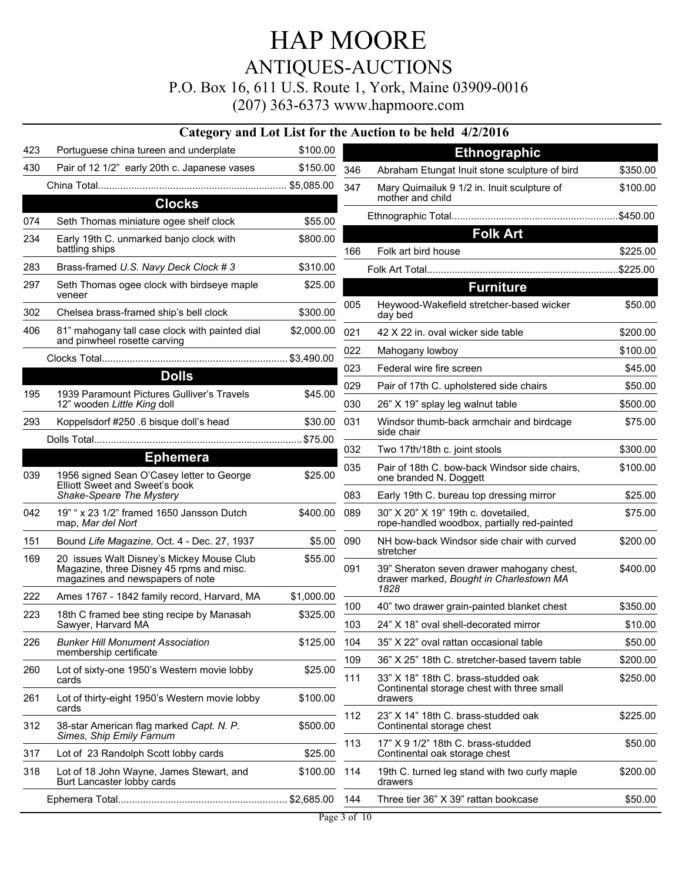# HAP MOORE
## ANTIQUES-AUCTIONS
P.O. Box 16, 611 U.S. Route 1, York, Maine 03909-0016
(207) 363-6373 www.hapmoore.com

### Category and Lot List for the Auction to be held 4/2/2016

| Lot | Description | Price |
|---|---|---|
| 423 | Portuguese china tureen and underplate | $100.00 |
| 430 | Pair of 12 1/2" early 20th c. Japanese vases | $150.00 |
| | China Total | $5,085.00 |

### Clocks

| Lot | Description | Price |
|---|---|---|
| 074 | Seth Thomas miniature ogee shelf clock | $55.00 |
| 234 | Early 19th C. unmarked banjo clock with battling ships | $800.00 |
| 283 | Brass-framed *U.S. Navy Deck Clock # 3* | $310.00 |
| 297 | Seth Thomas ogee clock with birdseye maple veneer | $25.00 |
| 302 | Chelsea brass-framed ship's bell clock | $300.00 |
| 406 | 81" mahogany tall case clock with painted dial and pinwheel rosette carving | $2,000.00 |
| | Clocks Total | $3,490.00 |

### Dolls

| Lot | Description | Price |
|---|---|---|
| 195 | 1939 Paramount Pictures Gulliver's Travels 12" wooden *Little King* doll | $45.00 |
| 293 | Koppelsdorf #250 .6 bisque doll's head | $30.00 |
| | Dolls Total | $75.00 |

### Ephemera

| Lot | Description | Price |
|---|---|---|
| 039 | 1956 signed Sean O'Casey letter to George Elliott Sweet and Sweet's book *Shake-Speare The Mystery* | $25.00 |
| 042 | 19" " x 23 1/2" framed 1650 Jansson Dutch map, *Mar del Nort* | $400.00 |
| 151 | Bound *Life Magazine,* Oct. 4 - Dec. 27, 1937 | $5.00 |
| 169 | 20 issues Walt Disney's Mickey Mouse Club Magazine, three Disney 45 rpms and misc. magazines and newspapers of note | $55.00 |
| 222 | Ames 1767 - 1842 family record, Harvard, MA | $1,000.00 |
| 223 | 18th C framed bee sting recipe by Manasah Sawyer, Harvard MA | $325.00 |
| 226 | *Bunker Hill Monument Association* membership certificate | $125.00 |
| 260 | Lot of sixty-one 1950's Western movie lobby cards | $25.00 |
| 261 | Lot of thirty-eight 1950's Western movie lobby cards | $100.00 |
| 312 | 38-star American flag marked *Capt. N. P. Simes, Ship Emily Farnum* | $500.00 |
| 317 | Lot of 23 Randolph Scott lobby cards | $25.00 |
| 318 | Lot of 18 John Wayne, James Stewart, and Burt Lancaster lobby cards | $100.00 |
| | Ephemera Total | $2,685.00 |

### Ethnographic

| Lot | Description | Price |
|---|---|---|
| 346 | Abraham Etungat Inuit stone sculpture of bird | $350.00 |
| 347 | Mary Quimailuk 9 1/2 in. Inuit sculpture of mother and child | $100.00 |
| | Ethnographic Total | $450.00 |

### Folk Art

| Lot | Description | Price |
|---|---|---|
| 166 | Folk art bird house | $225.00 |
| | Folk Art Total | $225.00 |

### Furniture

| Lot | Description | Price |
|---|---|---|
| 005 | Heywood-Wakefield stretcher-based wicker day bed | $50.00 |
| 021 | 42 X 22 in. oval wicker side table | $200.00 |
| 022 | Mahogany lowboy | $100.00 |
| 023 | Federal wire fire screen | $45.00 |
| 029 | Pair of 17th C. upholstered side chairs | $50.00 |
| 030 | 26" X 19" splay leg walnut table | $500.00 |
| 031 | Windsor thumb-back armchair and birdcage side chair | $75.00 |
| 032 | Two 17th/18th c. joint stools | $300.00 |
| 035 | Pair of 18th C. bow-back Windsor side chairs, one branded N. Doggett | $100.00 |
| 083 | Early 19th C. bureau top dressing mirror | $25.00 |
| 089 | 30" X 20" X 19" 19th c. dovetailed, rope-handled woodbox, partially red-painted | $75.00 |
| 090 | NH bow-back Windsor side chair with curved stretcher | $200.00 |
| 091 | 39" Sheraton seven drawer mahogany chest, drawer marked, *Bought in Charlestown MA 1828* | $400.00 |
| 100 | 40" two drawer grain-painted blanket chest | $350.00 |
| 103 | 24" X 18" oval shell-decorated mirror | $10.00 |
| 104 | 35" X 22" oval rattan occasional table | $50.00 |
| 109 | 36" X 25" 18th C. stretcher-based tavern table | $200.00 |
| 111 | 33" X 18" 18th C. brass-studded oak Continental storage chest with three small drawers | $250.00 |
| 112 | 23" X 14" 18th C. brass-studded oak Continental storage chest | $225.00 |
| 113 | 17" X 9 1/2" 18th C. brass-studded Continental oak storage chest | $50.00 |
| 114 | 19th C. turned leg stand with two curly maple drawers | $200.00 |
| 144 | Three tier 36" X 39" rattan bookcase | $50.00 |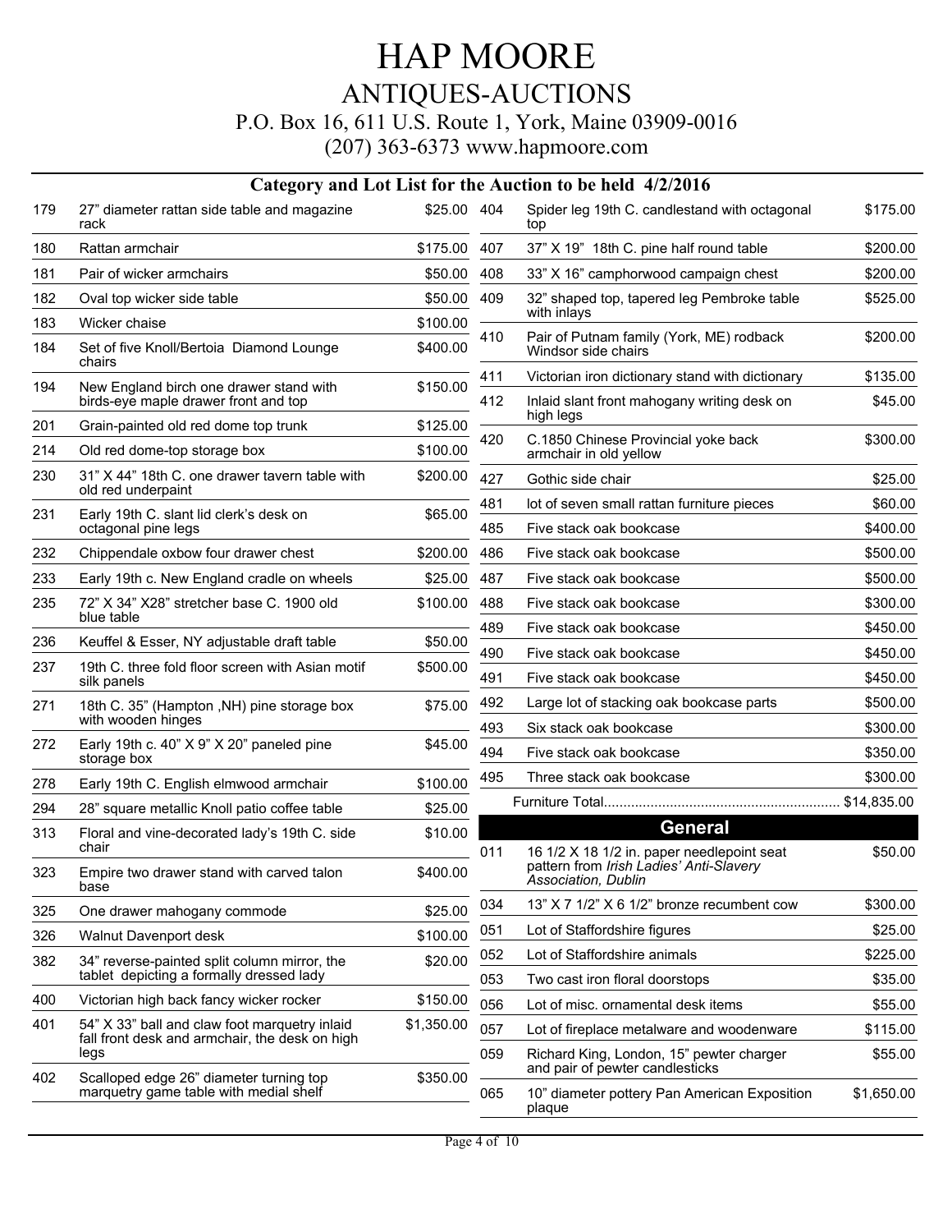# HAP MOORE

## ANTIQUES-AUCTIONS

P.O. Box 16, 611 U.S. Route 1, York, Maine 03909-0016

(207) 363-6373 www.hapmoore.com

### Category and Lot List for the Auction to be held 4/2/2016

| Lot | Description | Price |
|---|---|---|
| 179 | 27" diameter rattan side table and magazine rack | $25.00 |
| 180 | Rattan armchair | $175.00 |
| 181 | Pair of wicker armchairs | $50.00 |
| 182 | Oval top wicker side table | $50.00 |
| 183 | Wicker chaise | $100.00 |
| 184 | Set of five Knoll/Bertoia Diamond Lounge chairs | $400.00 |
| 194 | New England birch one drawer stand with birds-eye maple drawer front and top | $150.00 |
| 201 | Grain-painted old red dome top trunk | $125.00 |
| 214 | Old red dome-top storage box | $100.00 |
| 230 | 31" X 44" 18th C. one drawer tavern table with old red underpaint | $200.00 |
| 231 | Early 19th C. slant lid clerk's desk on octagonal pine legs | $65.00 |
| 232 | Chippendale oxbow four drawer chest | $200.00 |
| 233 | Early 19th c. New England cradle on wheels | $25.00 |
| 235 | 72" X 34" X28" stretcher base C. 1900 old blue table | $100.00 |
| 236 | Keuffel & Esser, NY adjustable draft table | $50.00 |
| 237 | 19th C. three fold floor screen with Asian motif silk panels | $500.00 |
| 271 | 18th C. 35" (Hampton ,NH) pine storage box with wooden hinges | $75.00 |
| 272 | Early 19th c. 40" X 9" X 20" paneled pine storage box | $45.00 |
| 278 | Early 19th C. English elmwood armchair | $100.00 |
| 294 | 28" square metallic Knoll patio coffee table | $25.00 |
| 313 | Floral and vine-decorated lady's 19th C. side chair | $10.00 |
| 323 | Empire two drawer stand with carved talon base | $400.00 |
| 325 | One drawer mahogany commode | $25.00 |
| 326 | Walnut Davenport desk | $100.00 |
| 382 | 34" reverse-painted split column mirror, the tablet depicting a formally dressed lady | $20.00 |
| 400 | Victorian high back fancy wicker rocker | $150.00 |
| 401 | 54" X 33" ball and claw foot marquetry inlaid fall front desk and armchair, the desk on high legs | $1,350.00 |
| 402 | Scalloped edge 26" diameter turning top marquetry game table with medial shelf | $350.00 |
| 404 | Spider leg 19th C. candlestand with octagonal top | $175.00 |
| 407 | 37" X 19" 18th C. pine half round table | $200.00 |
| 408 | 33" X 16" camphorwood campaign chest | $200.00 |
| 409 | 32" shaped top, tapered leg Pembroke table with inlays | $525.00 |
| 410 | Pair of Putnam family (York, ME) rodback Windsor side chairs | $200.00 |
| 411 | Victorian iron dictionary stand with dictionary | $135.00 |
| 412 | Inlaid slant front mahogany writing desk on high legs | $45.00 |
| 420 | C.1850 Chinese Provincial yoke back armchair in old yellow | $300.00 |
| 427 | Gothic side chair | $25.00 |
| 481 | lot of seven small rattan furniture pieces | $60.00 |
| 485 | Five stack oak bookcase | $400.00 |
| 486 | Five stack oak bookcase | $500.00 |
| 487 | Five stack oak bookcase | $500.00 |
| 488 | Five stack oak bookcase | $300.00 |
| 489 | Five stack oak bookcase | $450.00 |
| 490 | Five stack oak bookcase | $450.00 |
| 491 | Five stack oak bookcase | $450.00 |
| 492 | Large lot of stacking oak bookcase parts | $500.00 |
| 493 | Six stack oak bookcase | $300.00 |
| 494 | Five stack oak bookcase | $350.00 |
| 495 | Three stack oak bookcase | $300.00 |

Furniture Total.......................................................... $14,835.00

### General

| Lot | Description | Price |
|---|---|---|
| 011 | 16 1/2 X 18 1/2 in. paper needlepoint seat pattern from *Irish Ladies' Anti-Slavery Association, Dublin* | $50.00 |
| 034 | 13" X 7 1/2" X 6 1/2" bronze recumbent cow | $300.00 |
| 051 | Lot of Staffordshire figures | $25.00 |
| 052 | Lot of Staffordshire animals | $225.00 |
| 053 | Two cast iron floral doorstops | $35.00 |
| 056 | Lot of misc. ornamental desk items | $55.00 |
| 057 | Lot of fireplace metalware and woodenware | $115.00 |
| 059 | Richard King, London, 15" pewter charger and pair of pewter candlesticks | $55.00 |
| 065 | 10" diameter pottery Pan American Exposition plaque | $1,650.00 |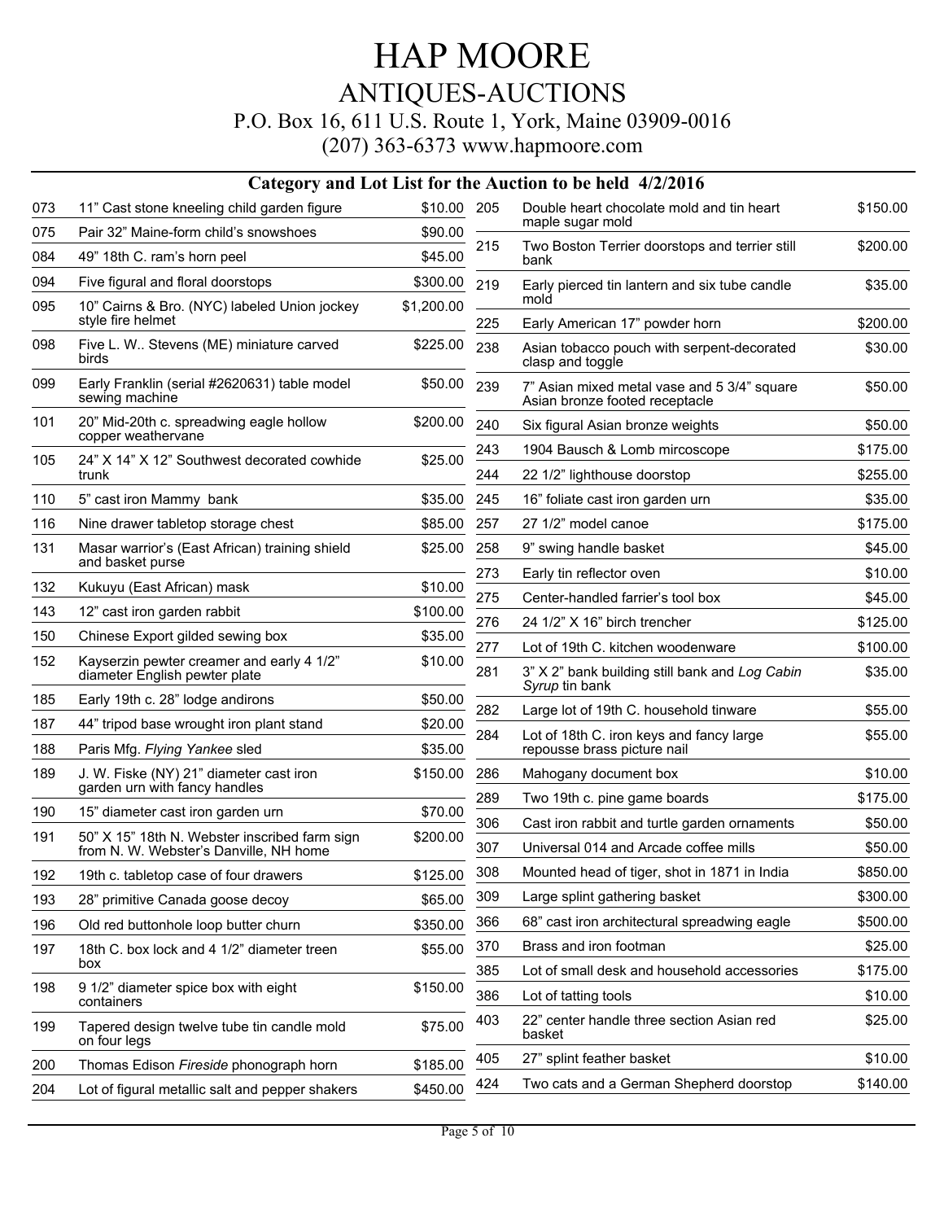# HAP MOORE

## ANTIQUES-AUCTIONS

P.O. Box 16, 611 U.S. Route 1, York, Maine 03909-0016

(207) 363-6373 www.hapmoore.com

### Category and Lot List for the Auction to be held 4/2/2016

| Lot | Description | Price |
|---|---|---|
| 073 | 11" Cast stone kneeling child garden figure | $10.00 |
| 075 | Pair 32" Maine-form child's snowshoes | $90.00 |
| 084 | 49" 18th C. ram's horn peel | $45.00 |
| 094 | Five figural and floral doorstops | $300.00 |
| 095 | 10" Cairns & Bro. (NYC) labeled Union jockey style fire helmet | $1,200.00 |
| 098 | Five L. W.. Stevens (ME) miniature carved birds | $225.00 |
| 099 | Early Franklin (serial #2620631) table model sewing machine | $50.00 |
| 101 | 20" Mid-20th c. spreadwing eagle hollow copper weathervane | $200.00 |
| 105 | 24" X 14" X 12" Southwest decorated cowhide trunk | $25.00 |
| 110 | 5" cast iron Mammy bank | $35.00 |
| 116 | Nine drawer tabletop storage chest | $85.00 |
| 131 | Masar warrior's (East African) training shield and basket purse | $25.00 |
| 132 | Kukuyu (East African) mask | $10.00 |
| 143 | 12" cast iron garden rabbit | $100.00 |
| 150 | Chinese Export gilded sewing box | $35.00 |
| 152 | Kayserzin pewter creamer and early 4 1/2" diameter English pewter plate | $10.00 |
| 185 | Early 19th c. 28" lodge andirons | $50.00 |
| 187 | 44" tripod base wrought iron plant stand | $20.00 |
| 188 | Paris Mfg. *Flying Yankee* sled | $35.00 |
| 189 | J. W. Fiske (NY) 21" diameter cast iron garden urn with fancy handles | $150.00 |
| 190 | 15" diameter cast iron garden urn | $70.00 |
| 191 | 50" X 15" 18th N. Webster inscribed farm sign from N. W. Webster's Danville, NH home | $200.00 |
| 192 | 19th c. tabletop case of four drawers | $125.00 |
| 193 | 28" primitive Canada goose decoy | $65.00 |
| 196 | Old red buttonhole loop butter churn | $350.00 |
| 197 | 18th C. box lock and 4 1/2" diameter treen box | $55.00 |
| 198 | 9 1/2" diameter spice box with eight containers | $150.00 |
| 199 | Tapered design twelve tube tin candle mold on four legs | $75.00 |
| 200 | Thomas Edison *Fireside* phonograph horn | $185.00 |
| 204 | Lot of figural metallic salt and pepper shakers | $450.00 |
| 205 | Double heart chocolate mold and tin heart maple sugar mold | $150.00 |
| 215 | Two Boston Terrier doorstops and terrier still bank | $200.00 |
| 219 | Early pierced tin lantern and six tube candle mold | $35.00 |
| 225 | Early American 17" powder horn | $200.00 |
| 238 | Asian tobacco pouch with serpent-decorated clasp and toggle | $30.00 |
| 239 | 7" Asian mixed metal vase and 5 3/4" square Asian bronze footed receptacle | $50.00 |
| 240 | Six figural Asian bronze weights | $50.00 |
| 243 | 1904 Bausch & Lomb mircoscope | $175.00 |
| 244 | 22 1/2" lighthouse doorstop | $255.00 |
| 245 | 16" foliate cast iron garden urn | $35.00 |
| 257 | 27 1/2" model canoe | $175.00 |
| 258 | 9" swing handle basket | $45.00 |
| 273 | Early tin reflector oven | $10.00 |
| 275 | Center-handled farrier's tool box | $45.00 |
| 276 | 24 1/2" X 16" birch trencher | $125.00 |
| 277 | Lot of 19th C. kitchen woodenware | $100.00 |
| 281 | 3" X 2" bank building still bank and *Log Cabin Syrup* tin bank | $35.00 |
| 282 | Large lot of 19th C. household tinware | $55.00 |
| 284 | Lot of 18th C. iron keys and fancy large repousse brass picture nail | $55.00 |
| 286 | Mahogany document box | $10.00 |
| 289 | Two 19th c. pine game boards | $175.00 |
| 306 | Cast iron rabbit and turtle garden ornaments | $50.00 |
| 307 | Universal 014 and Arcade coffee mills | $50.00 |
| 308 | Mounted head of tiger, shot in 1871 in India | $850.00 |
| 309 | Large splint gathering basket | $300.00 |
| 366 | 68" cast iron architectural spreadwing eagle | $500.00 |
| 370 | Brass and iron footman | $25.00 |
| 385 | Lot of small desk and household accessories | $175.00 |
| 386 | Lot of tatting tools | $10.00 |
| 403 | 22" center handle three section Asian red basket | $25.00 |
| 405 | 27" splint feather basket | $10.00 |
| 424 | Two cats and a German Shepherd doorstop | $140.00 |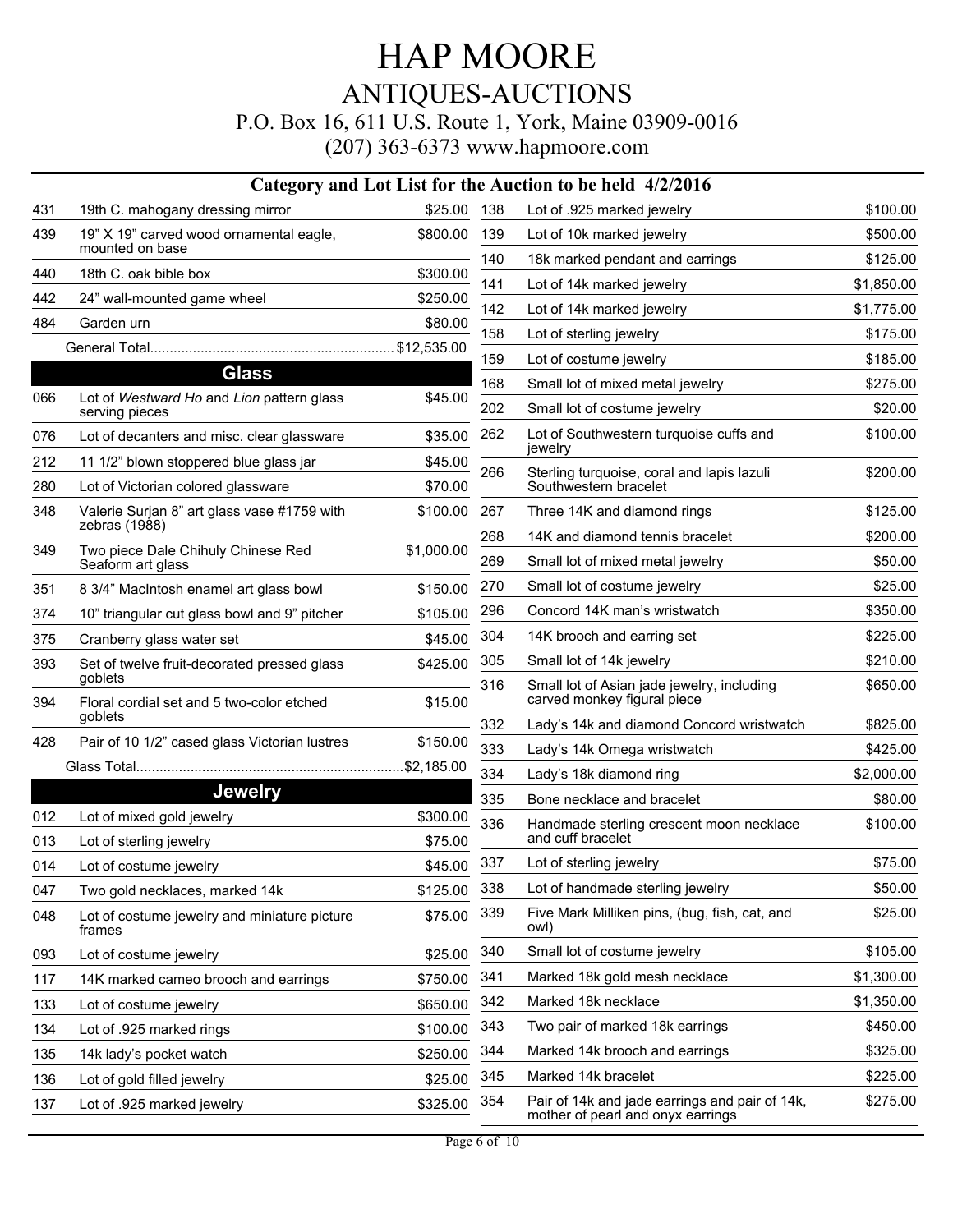# HAP MOORE

## ANTIQUES-AUCTIONS

P.O. Box 16, 611 U.S. Route 1, York, Maine 03909-0016

(207) 363-6373 www.hapmoore.com

### Category and Lot List for the Auction to be held 4/2/2016

| Lot | Description | Price |
|---|---|---|
| 431 | 19th C. mahogany dressing mirror | $25.00 |
| 439 | 19" X 19" carved wood ornamental eagle, mounted on base | $800.00 |
| 440 | 18th C. oak bible box | $300.00 |
| 442 | 24" wall-mounted game wheel | $250.00 |
| 484 | Garden urn | $80.00 |
| | General Total | $12,535.00 |

## Glass

| Lot | Description | Price |
|---|---|---|
| 066 | Lot of *Westward Ho* and *Lion* pattern glass serving pieces | $45.00 |
| 076 | Lot of decanters and misc. clear glassware | $35.00 |
| 212 | 11 1/2" blown stoppered blue glass jar | $45.00 |
| 280 | Lot of Victorian colored glassware | $70.00 |
| 348 | Valerie Surjan 8" art glass vase #1759 with zebras (1988) | $100.00 |
| 349 | Two piece Dale Chihuly Chinese Red Seaform art glass | $1,000.00 |
| 351 | 8 3/4" MacIntosh enamel art glass bowl | $150.00 |
| 374 | 10" triangular cut glass bowl and 9" pitcher | $105.00 |
| 375 | Cranberry glass water set | $45.00 |
| 393 | Set of twelve fruit-decorated pressed glass goblets | $425.00 |
| 394 | Floral cordial set and 5 two-color etched goblets | $15.00 |
| 428 | Pair of 10 1/2" cased glass Victorian lustres | $150.00 |
| | Glass Total | $2,185.00 |

## Jewelry

| Lot | Description | Price |
|---|---|---|
| 012 | Lot of mixed gold jewelry | $300.00 |
| 013 | Lot of sterling jewelry | $75.00 |
| 014 | Lot of costume jewelry | $45.00 |
| 047 | Two gold necklaces, marked 14k | $125.00 |
| 048 | Lot of costume jewelry and miniature picture frames | $75.00 |
| 093 | Lot of costume jewelry | $25.00 |
| 117 | 14K marked cameo brooch and earrings | $750.00 |
| 133 | Lot of costume jewelry | $650.00 |
| 134 | Lot of .925 marked rings | $100.00 |
| 135 | 14k lady's pocket watch | $250.00 |
| 136 | Lot of gold filled jewelry | $25.00 |
| 137 | Lot of .925 marked jewelry | $325.00 |
| 138 | Lot of .925 marked jewelry | $100.00 |
| 139 | Lot of 10k marked jewelry | $500.00 |
| 140 | 18k marked pendant and earrings | $125.00 |
| 141 | Lot of 14k marked jewelry | $1,850.00 |
| 142 | Lot of 14k marked jewelry | $1,775.00 |
| 158 | Lot of sterling jewelry | $175.00 |
| 159 | Lot of costume jewelry | $185.00 |
| 168 | Small lot of mixed metal jewelry | $275.00 |
| 202 | Small lot of costume jewelry | $20.00 |
| 262 | Lot of Southwestern turquoise cuffs and jewelry | $100.00 |
| 266 | Sterling turquoise, coral and lapis lazuli Southwestern bracelet | $200.00 |
| 267 | Three 14K and diamond rings | $125.00 |
| 268 | 14K and diamond tennis bracelet | $200.00 |
| 269 | Small lot of mixed metal jewelry | $50.00 |
| 270 | Small lot of costume jewelry | $25.00 |
| 296 | Concord 14K man's wristwatch | $350.00 |
| 304 | 14K brooch and earring set | $225.00 |
| 305 | Small lot of 14k jewelry | $210.00 |
| 316 | Small lot of Asian jade jewelry, including carved monkey figural piece | $650.00 |
| 332 | Lady's 14k and diamond Concord wristwatch | $825.00 |
| 333 | Lady's 14k Omega wristwatch | $425.00 |
| 334 | Lady's 18k diamond ring | $2,000.00 |
| 335 | Bone necklace and bracelet | $80.00 |
| 336 | Handmade sterling crescent moon necklace and cuff bracelet | $100.00 |
| 337 | Lot of sterling jewelry | $75.00 |
| 338 | Lot of handmade sterling jewelry | $50.00 |
| 339 | Five Mark Milliken pins, (bug, fish, cat, and owl) | $25.00 |
| 340 | Small lot of costume jewelry | $105.00 |
| 341 | Marked 18k gold mesh necklace | $1,300.00 |
| 342 | Marked 18k necklace | $1,350.00 |
| 343 | Two pair of marked 18k earrings | $450.00 |
| 344 | Marked 14k brooch and earrings | $325.00 |
| 345 | Marked 14k bracelet | $225.00 |
| 354 | Pair of 14k and jade earrings and pair of 14k, mother of pearl and onyx earrings | $275.00 |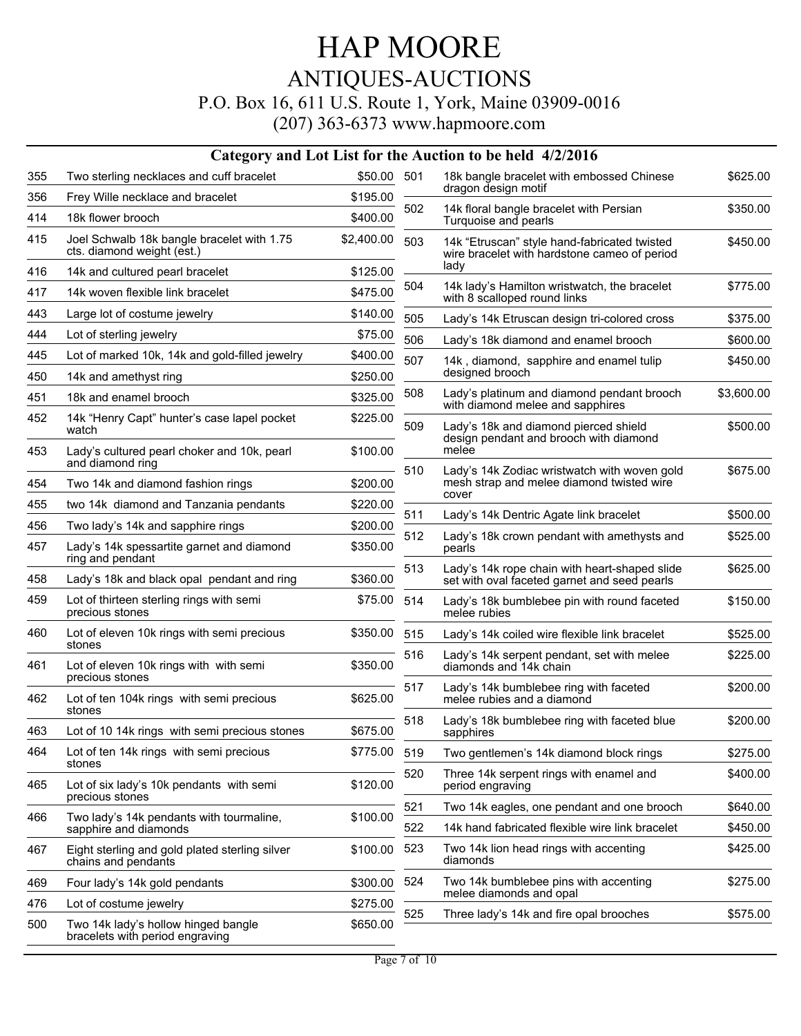# HAP MOORE

## ANTIQUES-AUCTIONS

P.O. Box 16, 611 U.S. Route 1, York, Maine 03909-0016

(207) 363-6373 www.hapmoore.com

### Category and Lot List for the Auction to be held 4/2/2016

| Lot | Description | Price |
|---|---|---|
| 355 | Two sterling necklaces and cuff bracelet | $50.00 |
| 356 | Frey Wille necklace and bracelet | $195.00 |
| 414 | 18k flower brooch | $400.00 |
| 415 | Joel Schwalb 18k bangle bracelet with 1.75 cts. diamond weight (est.) | $2,400.00 |
| 416 | 14k and cultured pearl bracelet | $125.00 |
| 417 | 14k woven flexible link bracelet | $475.00 |
| 443 | Large lot of costume jewelry | $140.00 |
| 444 | Lot of sterling jewelry | $75.00 |
| 445 | Lot of marked 10k, 14k and gold-filled jewelry | $400.00 |
| 450 | 14k and amethyst ring | $250.00 |
| 451 | 18k and enamel brooch | $325.00 |
| 452 | 14k "Henry Capt" hunter's case lapel pocket watch | $225.00 |
| 453 | Lady's cultured pearl choker and 10k, pearl and diamond ring | $100.00 |
| 454 | Two 14k and diamond fashion rings | $200.00 |
| 455 | two 14k diamond and Tanzania pendants | $220.00 |
| 456 | Two lady's 14k and sapphire rings | $200.00 |
| 457 | Lady's 14k spessartite garnet and diamond ring and pendant | $350.00 |
| 458 | Lady's 18k and black opal pendant and ring | $360.00 |
| 459 | Lot of thirteen sterling rings with semi precious stones | $75.00 |
| 460 | Lot of eleven 10k rings with semi precious stones | $350.00 |
| 461 | Lot of eleven 10k rings with with semi precious stones | $350.00 |
| 462 | Lot of ten 104k rings with semi precious stones | $625.00 |
| 463 | Lot of 10 14k rings with semi precious stones | $675.00 |
| 464 | Lot of ten 14k rings with semi precious stones | $775.00 |
| 465 | Lot of six lady's 10k pendants with semi precious stones | $120.00 |
| 466 | Two lady's 14k pendants with tourmaline, sapphire and diamonds | $100.00 |
| 467 | Eight sterling and gold plated sterling silver chains and pendants | $100.00 |
| 469 | Four lady's 14k gold pendants | $300.00 |
| 476 | Lot of costume jewelry | $275.00 |
| 500 | Two 14k lady's hollow hinged bangle bracelets with period engraving | $650.00 |
| 501 | 18k bangle bracelet with embossed Chinese dragon design motif | $625.00 |
| 502 | 14k floral bangle bracelet with Persian Turquoise and pearls | $350.00 |
| 503 | 14k "Etruscan" style hand-fabricated twisted wire bracelet with hardstone cameo of period lady | $450.00 |
| 504 | 14k lady's Hamilton wristwatch, the bracelet with 8 scalloped round links | $775.00 |
| 505 | Lady's 14k Etruscan design tri-colored cross | $375.00 |
| 506 | Lady's 18k diamond and enamel brooch | $600.00 |
| 507 | 14k , diamond, sapphire and enamel tulip designed brooch | $450.00 |
| 508 | Lady's platinum and diamond pendant brooch with diamond melee and sapphires | $3,600.00 |
| 509 | Lady's 18k and diamond pierced shield design pendant and brooch with diamond melee | $500.00 |
| 510 | Lady's 14k Zodiac wristwatch with woven gold mesh strap and melee diamond twisted wire cover | $675.00 |
| 511 | Lady's 14k Dentric Agate link bracelet | $500.00 |
| 512 | Lady's 18k crown pendant with amethysts and pearls | $525.00 |
| 513 | Lady's 14k rope chain with heart-shaped slide set with oval faceted garnet and seed pearls | $625.00 |
| 514 | Lady's 18k bumblebee pin with round faceted melee rubies | $150.00 |
| 515 | Lady's 14k coiled wire flexible link bracelet | $525.00 |
| 516 | Lady's 14k serpent pendant, set with melee diamonds and 14k chain | $225.00 |
| 517 | Lady's 14k bumblebee ring with faceted melee rubies and a diamond | $200.00 |
| 518 | Lady's 18k bumblebee ring with faceted blue sapphires | $200.00 |
| 519 | Two gentlemen's 14k diamond block rings | $275.00 |
| 520 | Three 14k serpent rings with enamel and period engraving | $400.00 |
| 521 | Two 14k eagles, one pendant and one brooch | $640.00 |
| 522 | 14k hand fabricated flexible wire link bracelet | $450.00 |
| 523 | Two 14k lion head rings with accenting diamonds | $425.00 |
| 524 | Two 14k bumblebee pins with accenting melee diamonds and opal | $275.00 |
| 525 | Three lady's 14k and fire opal brooches | $575.00 |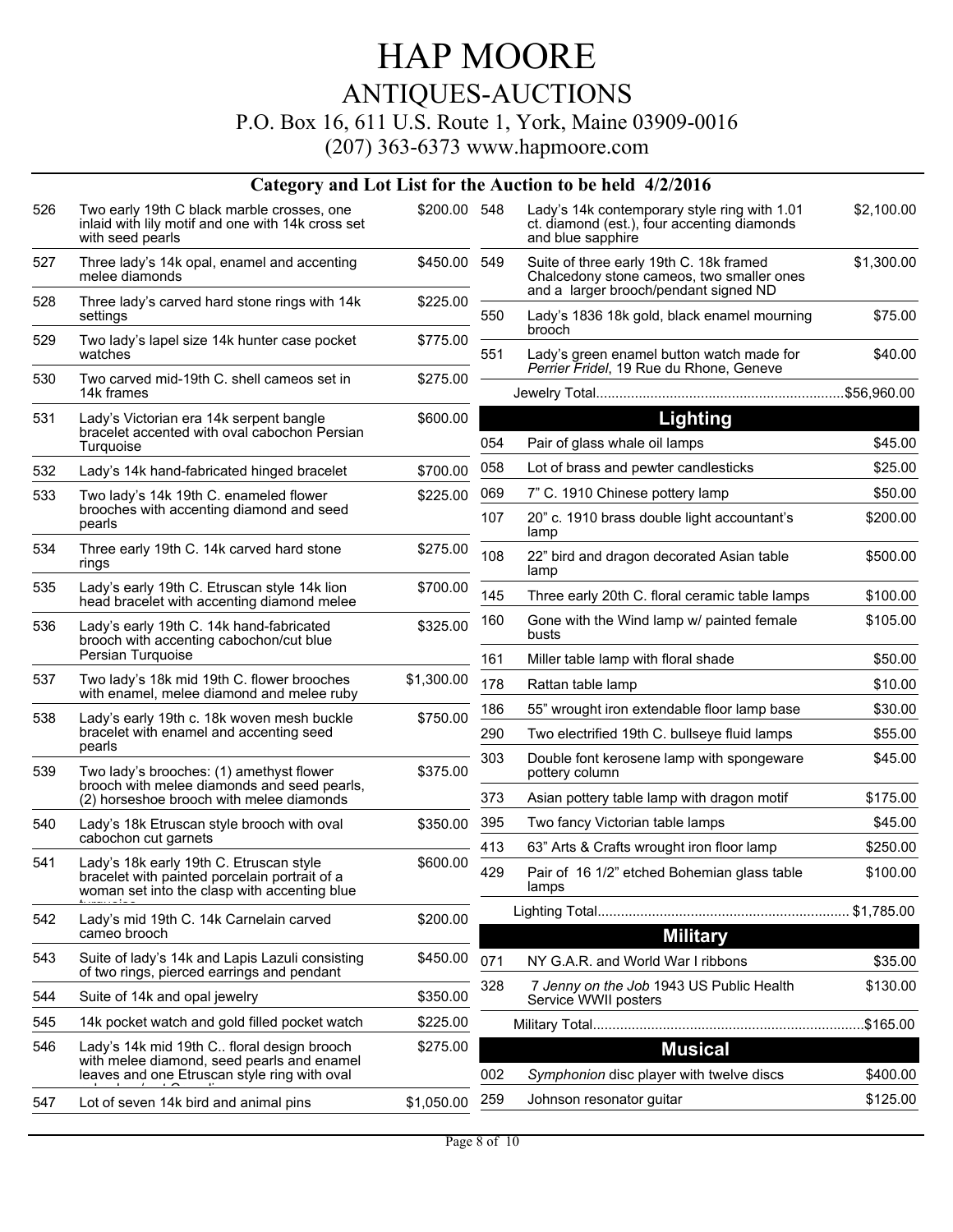# HAP MOORE

## ANTIQUES-AUCTIONS

P.O. Box 16, 611 U.S. Route 1, York, Maine 03909-0016

(207) 363-6373 www.hapmoore.com

### Category and Lot List for the Auction to be held 4/2/2016

| Lot | Description | Price |
|---|---|---|
| 526 | Two early 19th C black marble crosses, one inlaid with lily motif and one with 14k cross set with seed pearls | $200.00 |
| 527 | Three lady's 14k opal, enamel and accenting melee diamonds | $450.00 |
| 528 | Three lady's carved hard stone rings with 14k settings | $225.00 |
| 529 | Two lady's lapel size 14k hunter case pocket watches | $775.00 |
| 530 | Two carved mid-19th C. shell cameos set in 14k frames | $275.00 |
| 531 | Lady's Victorian era 14k serpent bangle bracelet accented with oval cabochon Persian Turquoise | $600.00 |
| 532 | Lady's 14k hand-fabricated hinged bracelet | $700.00 |
| 533 | Two lady's 14k 19th C. enameled flower brooches with accenting diamond and seed pearls | $225.00 |
| 534 | Three early 19th C. 14k carved hard stone rings | $275.00 |
| 535 | Lady's early 19th C. Etruscan style 14k lion head bracelet with accenting diamond melee | $700.00 |
| 536 | Lady's early 19th C. 14k hand-fabricated brooch with accenting cabochon/cut blue Persian Turquoise | $325.00 |
| 537 | Two lady's 18k mid 19th C. flower brooches with enamel, melee diamond and melee ruby | $1,300.00 |
| 538 | Lady's early 19th c. 18k woven mesh buckle bracelet with enamel and accenting seed pearls | $750.00 |
| 539 | Two lady's brooches: (1) amethyst flower brooch with melee diamonds and seed pearls, (2) horseshoe brooch with melee diamonds | $375.00 |
| 540 | Lady's 18k Etruscan style brooch with oval cabochon cut garnets | $350.00 |
| 541 | Lady's 18k early 19th C. Etruscan style bracelet with painted porcelain portrait of a woman set into the clasp with accenting blue turquoise | $600.00 |
| 542 | Lady's mid 19th C. 14k Carnelain carved cameo brooch | $200.00 |
| 543 | Suite of lady's 14k and Lapis Lazuli consisting of two rings, pierced earrings and pendant | $450.00 |
| 544 | Suite of 14k and opal jewelry | $350.00 |
| 545 | 14k pocket watch and gold filled pocket watch | $225.00 |
| 546 | Lady's 14k mid 19th C.. floral design brooch with melee diamond, seed pearls and enamel leaves and one Etruscan style ring with oval cabochon/cut Carnelian | $275.00 |
| 547 | Lot of seven 14k bird and animal pins | $1,050.00 |
| 548 | Lady's 14k contemporary style ring with 1.01 ct. diamond (est.), four accenting diamonds and blue sapphire | $2,100.00 |
| 549 | Suite of three early 19th C. 18k framed Chalcedony stone cameos, two smaller ones and a larger brooch/pendant signed ND | $1,300.00 |
| 550 | Lady's 1836 18k gold, black enamel mourning brooch | $75.00 |
| 551 | Lady's green enamel button watch made for *Perrier Fridel*, 19 Rue du Rhone, Geneve | $40.00 |

Jewelry Total................................................................$56,960.00

### Lighting

| Lot | Description | Price |
|---|---|---|
| 054 | Pair of glass whale oil lamps | $45.00 |
| 058 | Lot of brass and pewter candlesticks | $25.00 |
| 069 | 7" C. 1910 Chinese pottery lamp | $50.00 |
| 107 | 20" c. 1910 brass double light accountant's lamp | $200.00 |
| 108 | 22" bird and dragon decorated Asian table lamp | $500.00 |
| 145 | Three early 20th C. floral ceramic table lamps | $100.00 |
| 160 | Gone with the Wind lamp w/ painted female busts | $105.00 |
| 161 | Miller table lamp with floral shade | $50.00 |
| 178 | Rattan table lamp | $10.00 |
| 186 | 55" wrought iron extendable floor lamp base | $30.00 |
| 290 | Two electrified 19th C. bullseye fluid lamps | $55.00 |
| 303 | Double font kerosene lamp with spongeware pottery column | $45.00 |
| 373 | Asian pottery table lamp with dragon motif | $175.00 |
| 395 | Two fancy Victorian table lamps | $45.00 |
| 413 | 63" Arts & Crafts wrought iron floor lamp | $250.00 |
| 429 | Pair of 16 1/2" etched Bohemian glass table lamps | $100.00 |

Lighting Total................................................................ $1,785.00

### Military

| Lot | Description | Price |
|---|---|---|
| 071 | NY G.A.R. and World War I ribbons | $35.00 |
| 328 | 7 *Jenny on the Job* 1943 US Public Health Service WWII posters | $130.00 |

Military Total....................................................................$165.00

### Musical

| Lot | Description | Price |
|---|---|---|
| 002 | *Symphonion* disc player with twelve discs | $400.00 |
| 259 | Johnson resonator guitar | $125.00 |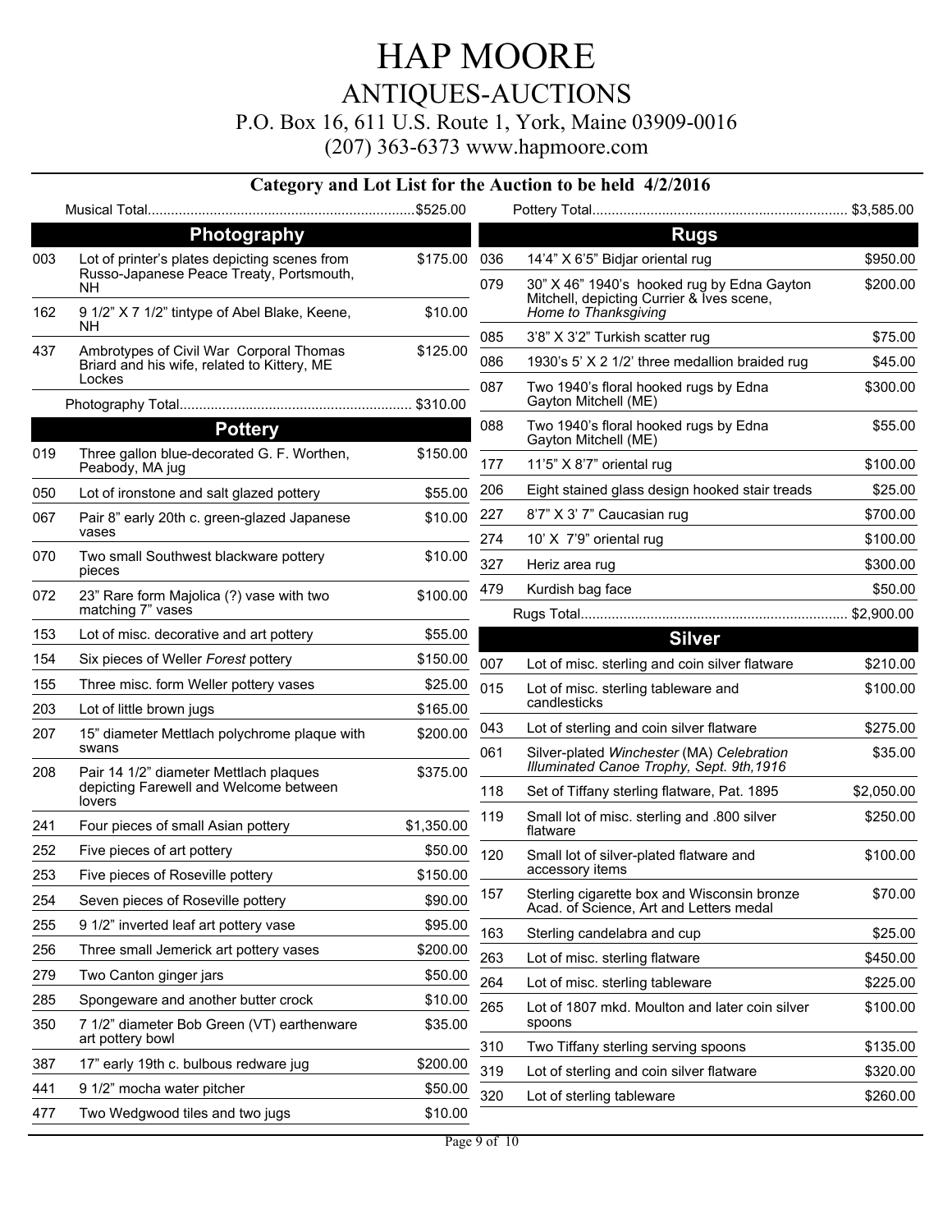# HAP MOORE

## ANTIQUES-AUCTIONS

P.O. Box 16, 611 U.S. Route 1, York, Maine 03909-0016

(207) 363-6373 www.hapmoore.com

### Category and Lot List for the Auction to be held 4/2/2016

Musical Total.................................................................... $525.00

## Photography

| Lot | Description | Price |
|---|---|---|
| 003 | Lot of printer's plates depicting scenes from Russo-Japanese Peace Treaty, Portsmouth, NH | $175.00 |
| 162 | 9 1/2" X 7 1/2" tintype of Abel Blake, Keene, NH | $10.00 |
| 437 | Ambrotypes of Civil War Corporal Thomas Briard and his wife, related to Kittery, ME Lockes | $125.00 |

Photography Total........................................................... $310.00

## Pottery

| Lot | Description | Price |
|---|---|---|
| 019 | Three gallon blue-decorated G. F. Worthen, Peabody, MA jug | $150.00 |
| 050 | Lot of ironstone and salt glazed pottery | $55.00 |
| 067 | Pair 8" early 20th c. green-glazed Japanese vases | $10.00 |
| 070 | Two small Southwest blackware pottery pieces | $10.00 |
| 072 | 23" Rare form Majolica (?) vase with two matching 7" vases | $100.00 |
| 153 | Lot of misc. decorative and art pottery | $55.00 |
| 154 | Six pieces of Weller *Forest* pottery | $150.00 |
| 155 | Three misc. form Weller pottery vases | $25.00 |
| 203 | Lot of little brown jugs | $165.00 |
| 207 | 15" diameter Mettlach polychrome plaque with swans | $200.00 |
| 208 | Pair 14 1/2" diameter Mettlach plaques depicting Farewell and Welcome between lovers | $375.00 |
| 241 | Four pieces of small Asian pottery | $1,350.00 |
| 252 | Five pieces of art pottery | $50.00 |
| 253 | Five pieces of Roseville pottery | $150.00 |
| 254 | Seven pieces of Roseville pottery | $90.00 |
| 255 | 9 1/2" inverted leaf art pottery vase | $95.00 |
| 256 | Three small Jemerick art pottery vases | $200.00 |
| 279 | Two Canton ginger jars | $50.00 |
| 285 | Spongeware and another butter crock | $10.00 |
| 350 | 7 1/2" diameter Bob Green (VT) earthenware art pottery bowl | $35.00 |
| 387 | 17" early 19th c. bulbous redware jug | $200.00 |
| 441 | 9 1/2" mocha water pitcher | $50.00 |
| 477 | Two Wedgwood tiles and two jugs | $10.00 |

Pottery Total................................................................ $3,585.00

## Rugs

| Lot | Description | Price |
|---|---|---|
| 036 | 14'4" X 6'5" Bidjar oriental rug | $950.00 |
| 079 | 30" X 46" 1940's hooked rug by Edna Gayton Mitchell, depicting Currier & Ives scene, *Home to Thanksgiving* | $200.00 |
| 085 | 3'8" X 3'2" Turkish scatter rug | $75.00 |
| 086 | 1930's 5' X 2 1/2' three medallion braided rug | $45.00 |
| 087 | Two 1940's floral hooked rugs by Edna Gayton Mitchell (ME) | $300.00 |
| 088 | Two 1940's floral hooked rugs by Edna Gayton Mitchell (ME) | $55.00 |
| 177 | 11'5" X 8'7" oriental rug | $100.00 |
| 206 | Eight stained glass design hooked stair treads | $25.00 |
| 227 | 8'7" X 3' 7" Caucasian rug | $700.00 |
| 274 | 10' X 7'9" oriental rug | $100.00 |
| 327 | Heriz area rug | $300.00 |
| 479 | Kurdish bag face | $50.00 |

Rugs Total.................................................................... $2,900.00

## Silver

| Lot | Description | Price |
|---|---|---|
| 007 | Lot of misc. sterling and coin silver flatware | $210.00 |
| 015 | Lot of misc. sterling tableware and candlesticks | $100.00 |
| 043 | Lot of sterling and coin silver flatware | $275.00 |
| 061 | Silver-plated *Winchester* (MA) *Celebration Illuminated Canoe Trophy, Sept. 9th,1916* | $35.00 |
| 118 | Set of Tiffany sterling flatware, Pat. 1895 | $2,050.00 |
| 119 | Small lot of misc. sterling and .800 silver flatware | $250.00 |
| 120 | Small lot of silver-plated flatware and accessory items | $100.00 |
| 157 | Sterling cigarette box and Wisconsin bronze Acad. of Science, Art and Letters medal | $70.00 |
| 163 | Sterling candelabra and cup | $25.00 |
| 263 | Lot of misc. sterling flatware | $450.00 |
| 264 | Lot of misc. sterling tableware | $225.00 |
| 265 | Lot of 1807 mkd. Moulton and later coin silver spoons | $100.00 |
| 310 | Two Tiffany sterling serving spoons | $135.00 |
| 319 | Lot of sterling and coin silver flatware | $320.00 |
| 320 | Lot of sterling tableware | $260.00 |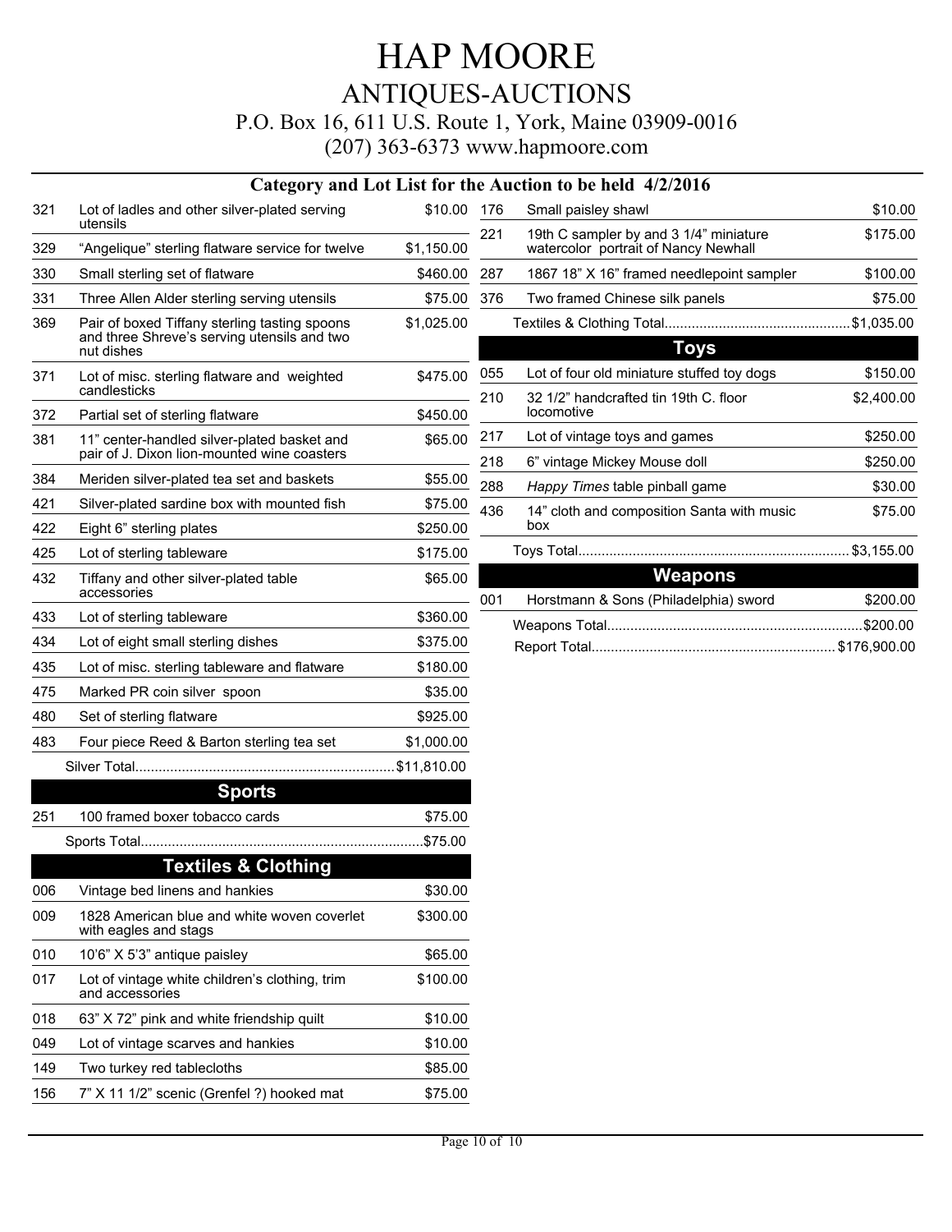# HAP MOORE

## ANTIQUES-AUCTIONS

P.O. Box 16, 611 U.S. Route 1, York, Maine 03909-0016

(207) 363-6373 www.hapmoore.com

### Category and Lot List for the Auction to be held 4/2/2016

| | | |
|---|---|---|
| 321 | Lot of ladles and other silver-plated serving utensils | $10.00 |
| 329 | "Angelique" sterling flatware service for twelve | $1,150.00 |
| 330 | Small sterling set of flatware | $460.00 |
| 331 | Three Allen Alder sterling serving utensils | $75.00 |
| 369 | Pair of boxed Tiffany sterling tasting spoons and three Shreve's serving utensils and two nut dishes | $1,025.00 |
| 371 | Lot of misc. sterling flatware and weighted candlesticks | $475.00 |
| 372 | Partial set of sterling flatware | $450.00 |
| 381 | 11" center-handled silver-plated basket and pair of J. Dixon lion-mounted wine coasters | $65.00 |
| 384 | Meriden silver-plated tea set and baskets | $55.00 |
| 421 | Silver-plated sardine box with mounted fish | $75.00 |
| 422 | Eight 6" sterling plates | $250.00 |
| 425 | Lot of sterling tableware | $175.00 |
| 432 | Tiffany and other silver-plated table accessories | $65.00 |
| 433 | Lot of sterling tableware | $360.00 |
| 434 | Lot of eight small sterling dishes | $375.00 |
| 435 | Lot of misc. sterling tableware and flatware | $180.00 |
| 475 | Marked PR coin silver spoon | $35.00 |
| 480 | Set of sterling flatware | $925.00 |
| 483 | Four piece Reed & Barton sterling tea set | $1,000.00 |

Silver Total.................................................................$11,810.00

## Sports

| | | |
|---|---|---|
| 251 | 100 framed boxer tobacco cards | $75.00 |

Sports Total.........................................................................$75.00

## Textiles & Clothing

| | | |
|---|---|---|
| 006 | Vintage bed linens and hankies | $30.00 |
| 009 | 1828 American blue and white woven coverlet with eagles and stags | $300.00 |
| 010 | 10'6" X 5'3" antique paisley | $65.00 |
| 017 | Lot of vintage white children's clothing, trim and accessories | $100.00 |
| 018 | 63" X 72" pink and white friendship quilt | $10.00 |
| 049 | Lot of vintage scarves and hankies | $10.00 |
| 149 | Two turkey red tablecloths | $85.00 |
| 156 | 7" X 11 1/2" scenic (Grenfel ?) hooked mat | $75.00 |
| 176 | Small paisley shawl | $10.00 |
| 221 | 19th C sampler by and 3 1/4" miniature watercolor portrait of Nancy Newhall | $175.00 |
| 287 | 1867 18" X 16" framed needlepoint sampler | $100.00 |
| 376 | Two framed Chinese silk panels | $75.00 |

Textiles & Clothing Total................................................$1,035.00

## Toys

| | | |
|---|---|---|
| 055 | Lot of four old miniature stuffed toy dogs | $150.00 |
| 210 | 32 1/2" handcrafted tin 19th C. floor locomotive | $2,400.00 |
| 217 | Lot of vintage toys and games | $250.00 |
| 218 | 6" vintage Mickey Mouse doll | $250.00 |
| 288 | *Happy Times* table pinball game | $30.00 |
| 436 | 14" cloth and composition Santa with music box | $75.00 |

Toys Total.....................................................................$3,155.00

## Weapons

| | | |
|---|---|---|
| 001 | Horstmann & Sons (Philadelphia) sword | $200.00 |

Weapons Total.................................................................$200.00

Report Total..............................................................$176,900.00